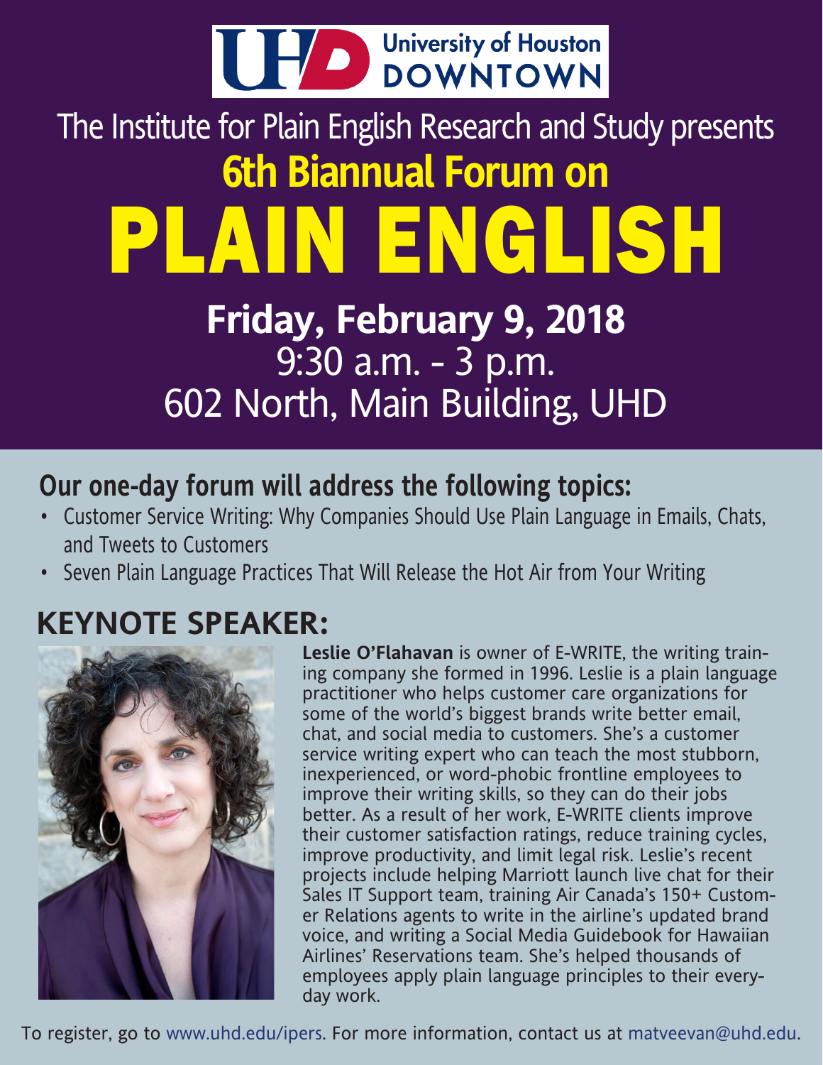University of Houston DOWNTOWN

The Institute for Plain English Research and Study presents

# 6th Biannual Forum on PLAIN ENGLISH

## Friday, February 9, 2018

9:30 a.m. - 3 p.m.

602 North, Main Building, UHD

## Our one-day forum will address the following topics:

- Customer Service Writing: Why Companies Should Use Plain Language in Emails, Chats, and Tweets to Customers
- Seven Plain Language Practices That Will Release the Hot Air from Your Writing

## KEYNOTE SPEAKER:

**Leslie O'Flahavan** is owner of E-WRITE, the writing training company she formed in 1996. Leslie is a plain language practitioner who helps customer care organizations for some of the world's biggest brands write better email, chat, and social media to customers. She's a customer service writing expert who can teach the most stubborn, inexperienced, or word-phobic frontline employees to improve their writing skills, so they can do their jobs better. As a result of her work, E-WRITE clients improve their customer satisfaction ratings, reduce training cycles, improve productivity, and limit legal risk. Leslie's recent projects include helping Marriott launch live chat for their Sales IT Support team, training Air Canada's 150+ Customer Relations agents to write in the airline's updated brand voice, and writing a Social Media Guidebook for Hawaiian Airlines' Reservations team. She's helped thousands of employees apply plain language principles to their everyday work.

To register, go to www.uhd.edu/ipers. For more information, contact us at matveevan@uhd.edu.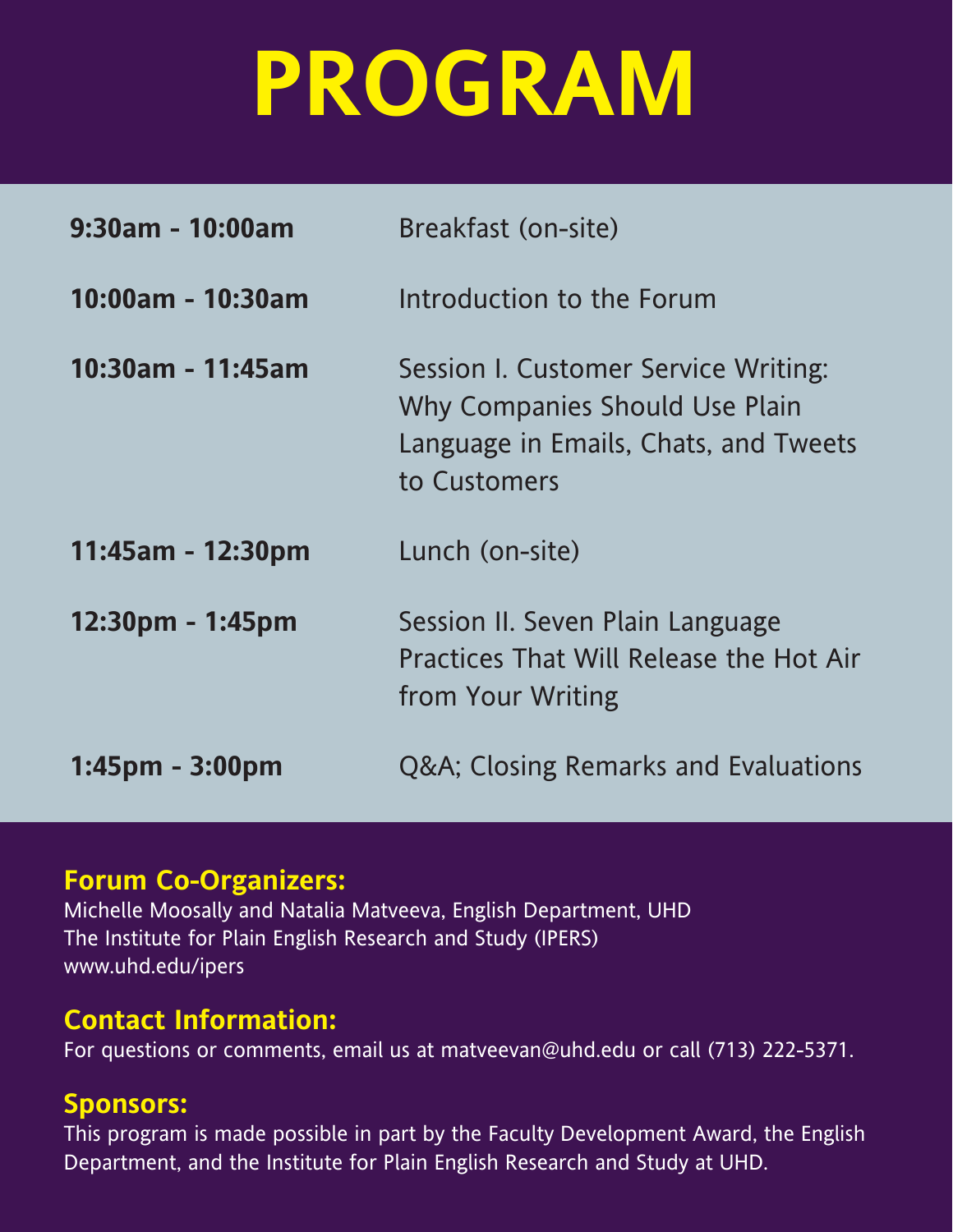# PROGRAM

| | |
|---|---|
| **9:30am - 10:00am** | Breakfast (on-site) |
| **10:00am - 10:30am** | Introduction to the Forum |
| **10:30am - 11:45am** | Session I. Customer Service Writing: Why Companies Should Use Plain Language in Emails, Chats, and Tweets to Customers |
| **11:45am - 12:30pm** | Lunch (on-site) |
| **12:30pm - 1:45pm** | Session II. Seven Plain Language Practices That Will Release the Hot Air from Your Writing |
| **1:45pm - 3:00pm** | Q&A; Closing Remarks and Evaluations |

## Forum Co-Organizers:

Michelle Moosally and Natalia Matveeva, English Department, UHD
The Institute for Plain English Research and Study (IPERS)
www.uhd.edu/ipers

## Contact Information:

For questions or comments, email us at matveevan@uhd.edu or call (713) 222-5371.

## Sponsors:

This program is made possible in part by the Faculty Development Award, the English Department, and the Institute for Plain English Research and Study at UHD.